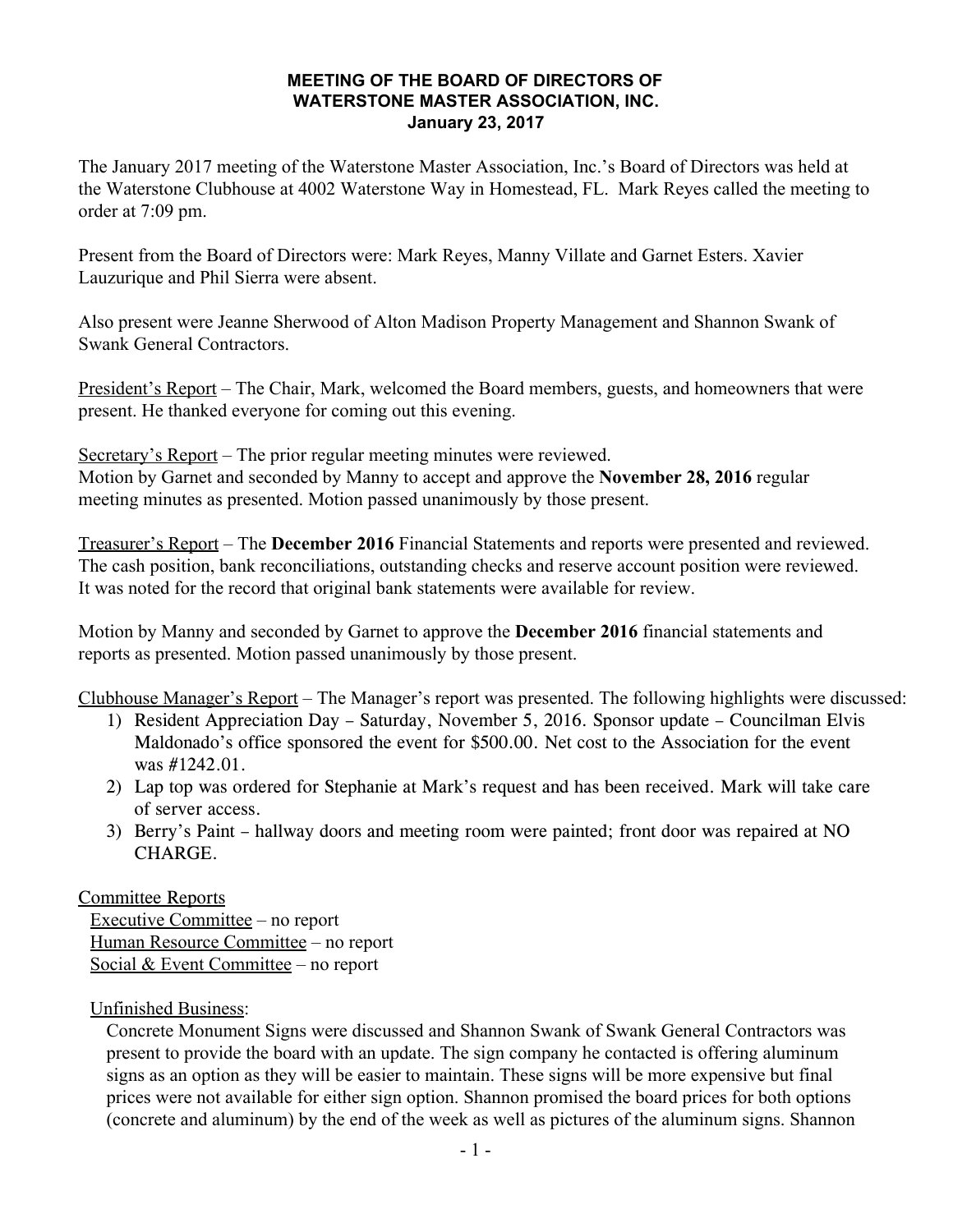**MEETING OF THE BOARD OF DIRECTORS OF**
**WATERSTONE MASTER ASSOCIATION, INC.**
**January 23, 2017**

The January 2017 meeting of the Waterstone Master Association, Inc.'s Board of Directors was held at the Waterstone Clubhouse at 4002 Waterstone Way in Homestead, FL. Mark Reyes called the meeting to order at 7:09 pm.

Present from the Board of Directors were: Mark Reyes, Manny Villate and Garnet Esters. Xavier Lauzurique and Phil Sierra were absent.

Also present were Jeanne Sherwood of Alton Madison Property Management and Shannon Swank of Swank General Contractors.

<u>President's Report</u> – The Chair, Mark, welcomed the Board members, guests, and homeowners that were present. He thanked everyone for coming out this evening.

<u>Secretary's Report</u> – The prior regular meeting minutes were reviewed.
Motion by Garnet and seconded by Manny to accept and approve the **November 28, 2016** regular meeting minutes as presented. Motion passed unanimously by those present.

<u>Treasurer's Report</u> – The **December 2016** Financial Statements and reports were presented and reviewed. The cash position, bank reconciliations, outstanding checks and reserve account position were reviewed. It was noted for the record that original bank statements were available for review.

Motion by Manny and seconded by Garnet to approve the **December 2016** financial statements and reports as presented. Motion passed unanimously by those present.

<u>Clubhouse Manager's Report</u> – The Manager's report was presented. The following highlights were discussed:

1) Resident Appreciation Day – Saturday, November 5, 2016. Sponsor update – Councilman Elvis Maldonado's office sponsored the event for $500.00. Net cost to the Association for the event was #1242.01.
2) Lap top was ordered for Stephanie at Mark's request and has been received. Mark will take care of server access.
3) Berry's Paint – hallway doors and meeting room were painted; front door was repaired at NO CHARGE.

<u>Committee Reports</u>

<u>Executive Committee</u> – no report
<u>Human Resource Committee</u> – no report
<u>Social & Event Committee</u> – no report

<u>Unfinished Business</u>:

Concrete Monument Signs were discussed and Shannon Swank of Swank General Contractors was present to provide the board with an update. The sign company he contacted is offering aluminum signs as an option as they will be easier to maintain. These signs will be more expensive but final prices were not available for either sign option. Shannon promised the board prices for both options (concrete and aluminum) by the end of the week as well as pictures of the aluminum signs. Shannon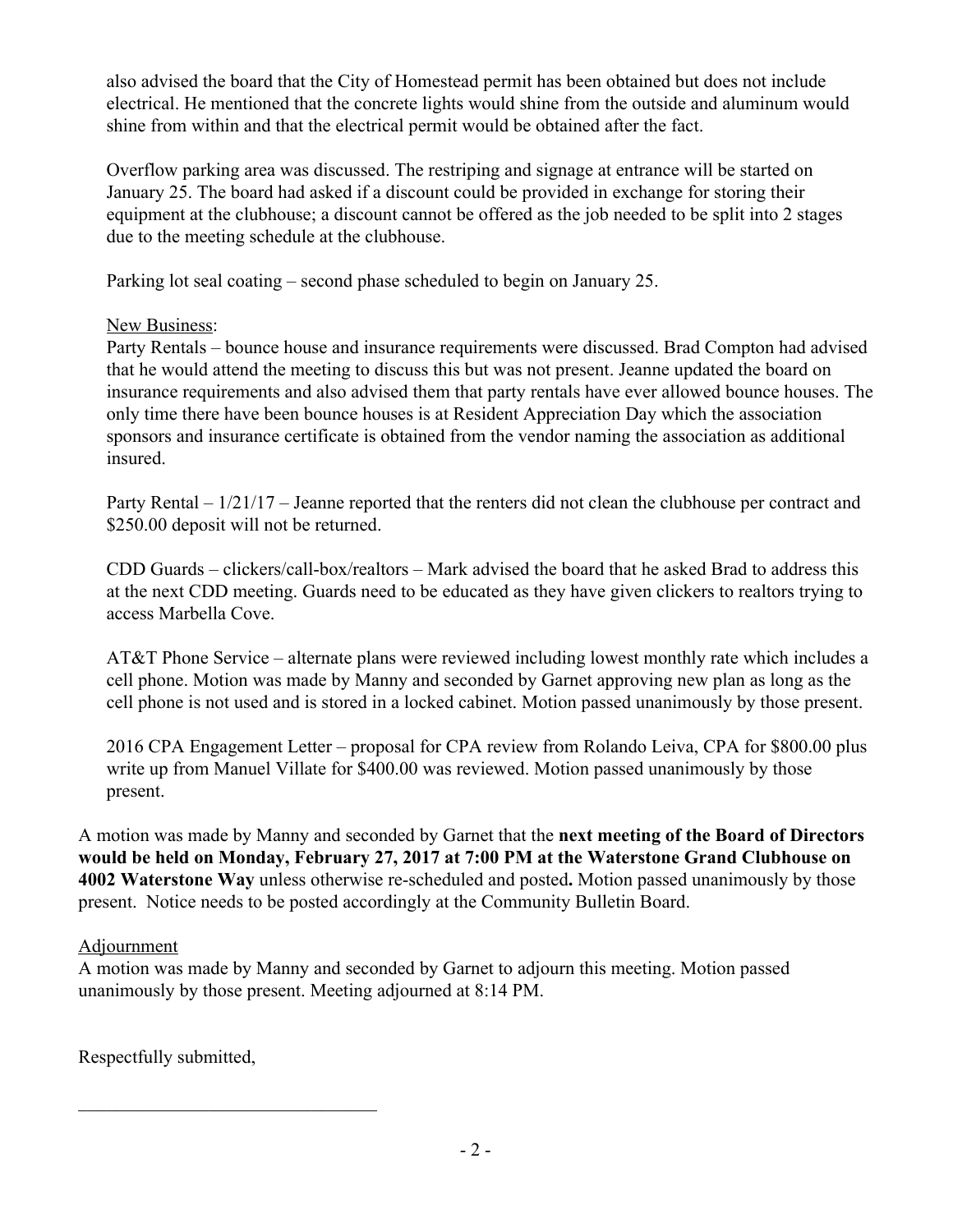also advised the board that the City of Homestead permit has been obtained but does not include electrical. He mentioned that the concrete lights would shine from the outside and aluminum would shine from within and that the electrical permit would be obtained after the fact.

Overflow parking area was discussed. The restriping and signage at entrance will be started on January 25. The board had asked if a discount could be provided in exchange for storing their equipment at the clubhouse; a discount cannot be offered as the job needed to be split into 2 stages due to the meeting schedule at the clubhouse.

Parking lot seal coating – second phase scheduled to begin on January 25.

New Business:

Party Rentals – bounce house and insurance requirements were discussed. Brad Compton had advised that he would attend the meeting to discuss this but was not present. Jeanne updated the board on insurance requirements and also advised them that party rentals have ever allowed bounce houses. The only time there have been bounce houses is at Resident Appreciation Day which the association sponsors and insurance certificate is obtained from the vendor naming the association as additional insured.

Party Rental – 1/21/17 – Jeanne reported that the renters did not clean the clubhouse per contract and $250.00 deposit will not be returned.

CDD Guards – clickers/call-box/realtors – Mark advised the board that he asked Brad to address this at the next CDD meeting. Guards need to be educated as they have given clickers to realtors trying to access Marbella Cove.

AT&T Phone Service – alternate plans were reviewed including lowest monthly rate which includes a cell phone. Motion was made by Manny and seconded by Garnet approving new plan as long as the cell phone is not used and is stored in a locked cabinet. Motion passed unanimously by those present.

2016 CPA Engagement Letter – proposal for CPA review from Rolando Leiva, CPA for $800.00 plus write up from Manuel Villate for $400.00 was reviewed. Motion passed unanimously by those present.

A motion was made by Manny and seconded by Garnet that the **next meeting of the Board of Directors would be held on Monday, February 27, 2017 at 7:00 PM at the Waterstone Grand Clubhouse on 4002 Waterstone Way** unless otherwise re-scheduled and posted**.** Motion passed unanimously by those present. Notice needs to be posted accordingly at the Community Bulletin Board.

Adjournment

A motion was made by Manny and seconded by Garnet to adjourn this meeting. Motion passed unanimously by those present. Meeting adjourned at 8:14 PM.

Respectfully submitted,

\_\_\_\_\_\_\_\_\_\_\_\_\_\_\_\_\_\_\_\_\_\_\_\_\_\_\_\_\_\_\_\_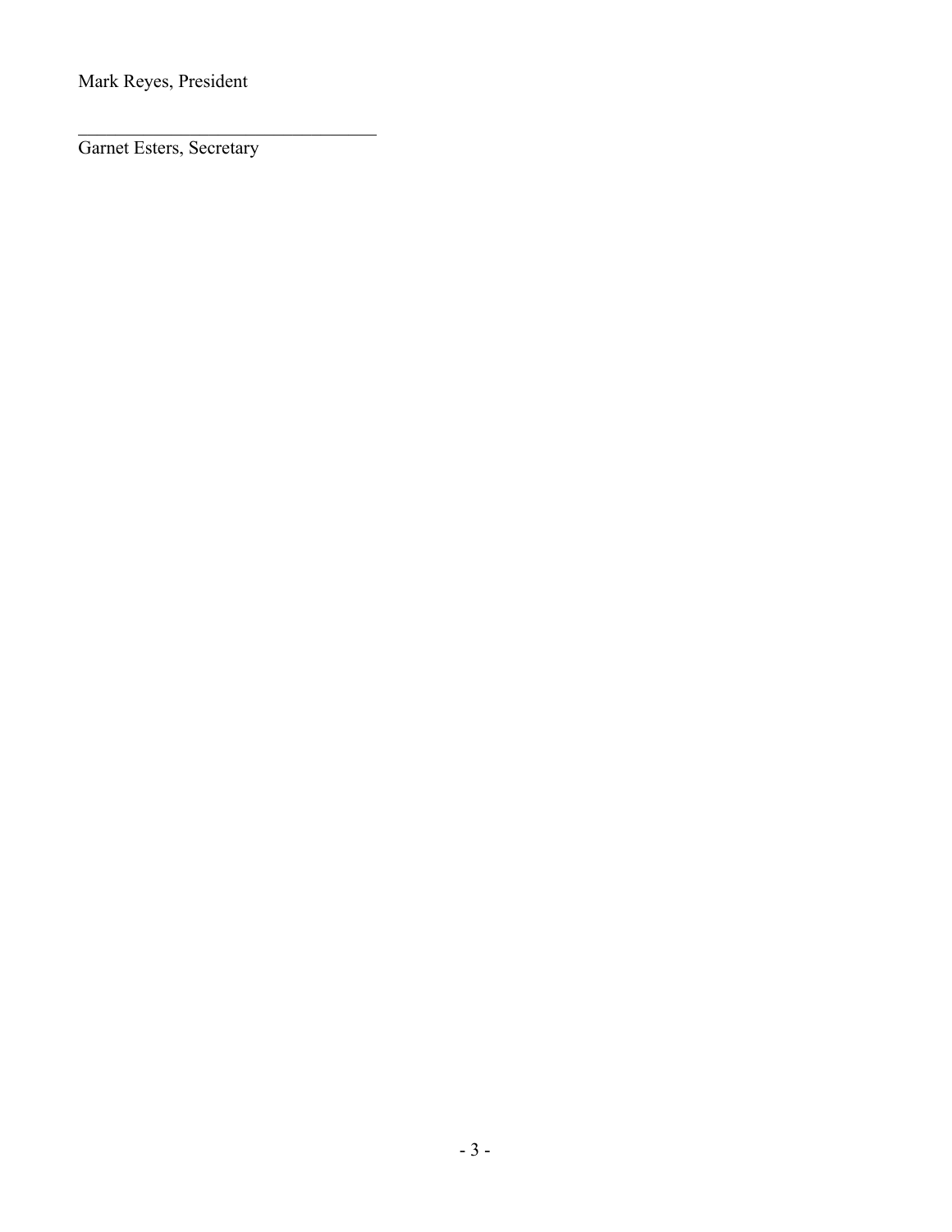Mark Reyes, President

\_\_\_\_\_\_\_\_\_\_\_\_\_\_\_\_\_\_\_\_\_\_\_\_\_\_\_\_\_\_\_\_\_

Garnet Esters, Secretary